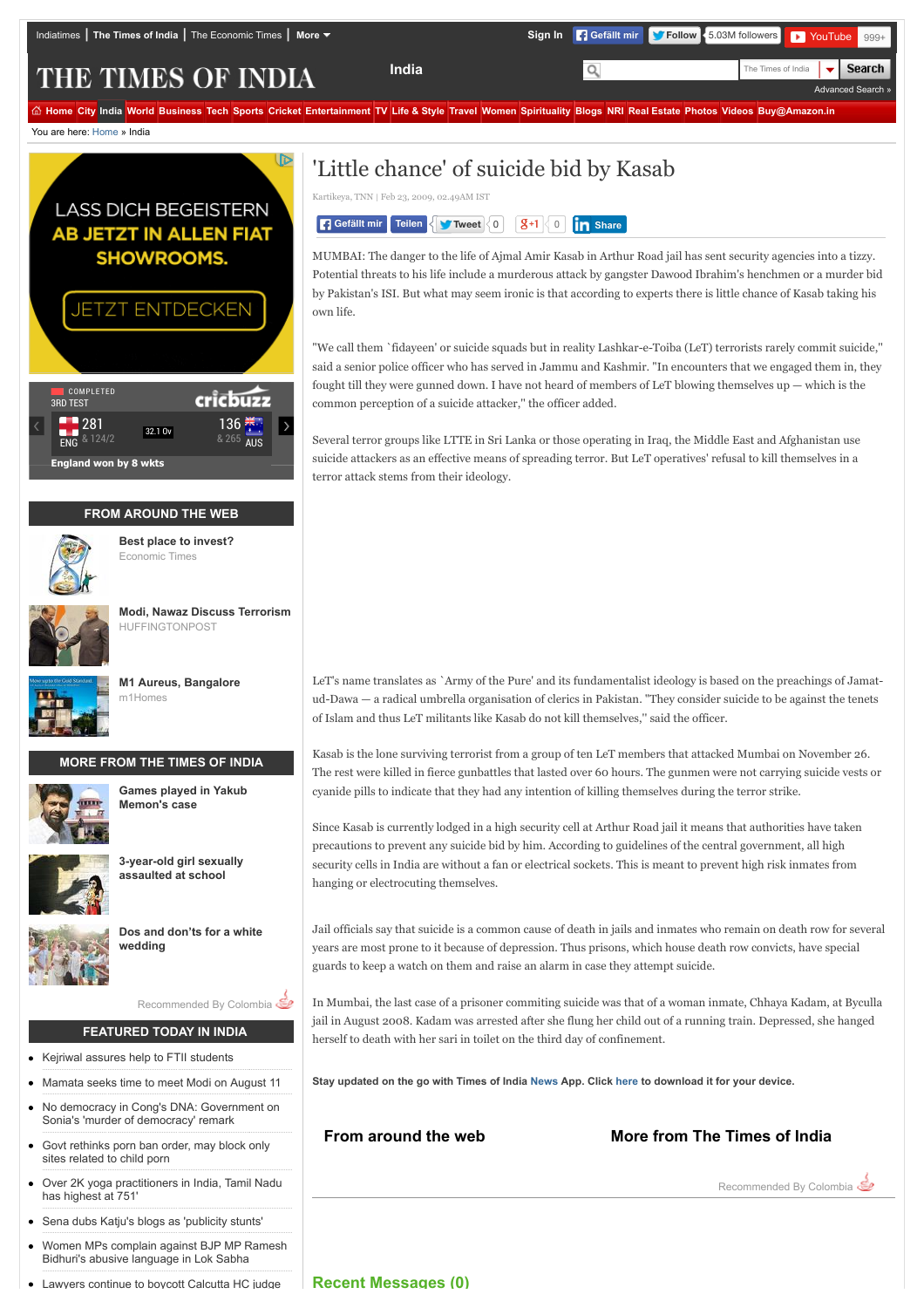# 'Little chance' of suicide bid by Kasab

Kartikeya, TNN | Feb 23, 2009, 02.49AM IST

MUMBAI: The danger to the life of Ajmal Amir Kasab in Arthur Road jail has sent security agencies into a tizzy. Potential threats to his life include a murderous attack by gangster Dawood Ibrahim's henchmen or a murder bid by Pakistan's ISI. But what may seem ironic is that according to experts there is little chance of Kasab taking his own life.

"We call them `fidayeen' or suicide squads but in reality Lashkar-e-Toiba (LeT) terrorists rarely commit suicide," said a senior police officer who has served in Jammu and Kashmir. "In encounters that we engaged them in, they fought till they were gunned down. I have not heard of members of LeT blowing themselves up — which is the common perception of a suicide attacker," the officer added.

Several terror groups like LTTE in Sri Lanka or those operating in Iraq, the Middle East and Afghanistan use suicide attackers as an effective means of spreading terror. But LeT operatives' refusal to kill themselves in a terror attack stems from their ideology.

LeT's name translates as `Army of the Pure' and its fundamentalist ideology is based on the preachings of Jamat-ud-Dawa — a radical umbrella organisation of clerics in Pakistan. "They consider suicide to be against the tenets of Islam and thus LeT militants like Kasab do not kill themselves," said the officer.

Kasab is the lone surviving terrorist from a group of ten LeT members that attacked Mumbai on November 26. The rest were killed in fierce gunbattles that lasted over 60 hours. The gunmen were not carrying suicide vests or cyanide pills to indicate that they had any intention of killing themselves during the terror strike.

Since Kasab is currently lodged in a high security cell at Arthur Road jail it means that authorities have taken precautions to prevent any suicide bid by him. According to guidelines of the central government, all high security cells in India are without a fan or electrical sockets. This is meant to prevent high risk inmates from hanging or electrocuting themselves.

Jail officials say that suicide is a common cause of death in jails and inmates who remain on death row for several years are most prone to it because of depression. Thus prisons, which house death row convicts, have special guards to keep a watch on them and raise an alarm in case they attempt suicide.

In Mumbai, the last case of a prisoner commiting suicide was that of a woman inmate, Chhaya Kadam, at Byculla jail in August 2008. Kadam was arrested after she flung her child out of a running train. Depressed, she hanged herself to death with her sari in toilet on the third day of confinement.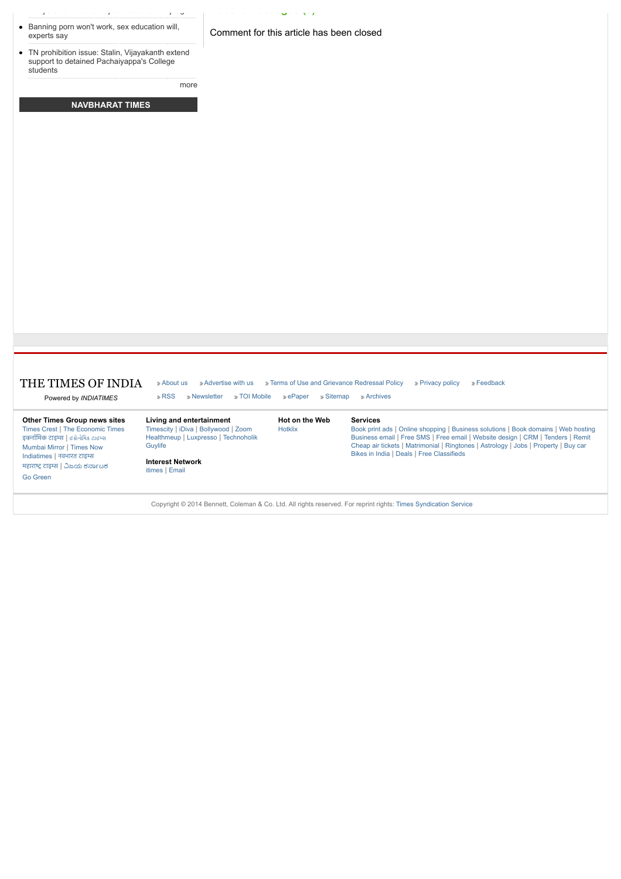- Banning porn won't work, sex education will, experts say
- TN prohibition issue: Stalin, Vijayakanth extend support to detained Pachaiyappa's College students

more

**NAVBHARAT TIMES**

Comment for this article has been closed

THE TIMES OF INDIA

Powered by *INDIATIMES*

About us | Advertise with us | Terms of Use and Grievance Redressal Policy | Privacy policy | Feedback

RSS | Newsletter | TOI Mobile | ePaper | Sitemap | Archives

**Other Times Group news sites**
Times Crest | The Economic Times
इकनॉमिक टाइम्स | ઇકોનોમિક ટાઇમ્સ
Mumbai Mirror | Times Now
Indiatimes | नवभारत टाइम्स
महाराष्ट्र टाइम्स | ವಿಜಯ ಕರ್ನಾಟಕ
Go Green

**Living and entertainment**
Timescity | iDiva | Bollywood | Zoom
Healthmeup | Luxpresso | Technoholik
Guylife

**Interest Network**
itimes | Email

**Hot on the Web**
Hotklix

**Services**
Book print ads | Online shopping | Business solutions | Book domains | Web hosting
Business email | Free SMS | Free email | Website design | CRM | Tenders | Remit
Cheap air tickets | Matrimonial | Ringtones | Astrology | Jobs | Property | Buy car
Bikes in India | Deals | Free Classifieds

Copyright © 2014 Bennett, Coleman & Co. Ltd. All rights reserved. For reprint rights: Times Syndication Service